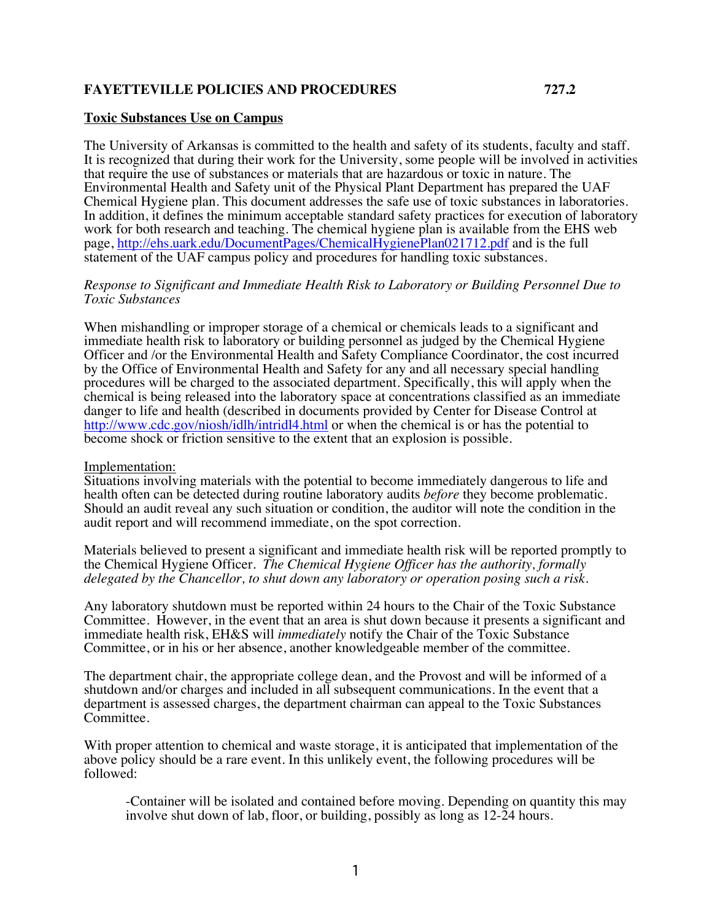# FAYETTEVILLE POLICIES AND PROCEDURES 727.2

## Toxic Substances Use on Campus

The University of Arkansas is committed to the health and safety of its students, faculty and staff. It is recognized that during their work for the University, some people will be involved in activities that require the use of substances or materials that are hazardous or toxic in nature. The Environmental Health and Safety unit of the Physical Plant Department has prepared the UAF Chemical Hygiene plan. This document addresses the safe use of toxic substances in laboratories. In addition, it defines the minimum acceptable standard safety practices for execution of laboratory work for both research and teaching. The chemical hygiene plan is available from the EHS web page, http://ehs.uark.edu/DocumentPages/ChemicalHygienePlan021712.pdf and is the full statement of the UAF campus policy and procedures for handling toxic substances.

*Response to Significant and Immediate Health Risk to Laboratory or Building Personnel Due to Toxic Substances*

When mishandling or improper storage of a chemical or chemicals leads to a significant and immediate health risk to laboratory or building personnel as judged by the Chemical Hygiene Officer and /or the Environmental Health and Safety Compliance Coordinator, the cost incurred by the Office of Environmental Health and Safety for any and all necessary special handling procedures will be charged to the associated department. Specifically, this will apply when the chemical is being released into the laboratory space at concentrations classified as an immediate danger to life and health (described in documents provided by Center for Disease Control at http://www.cdc.gov/niosh/idlh/intridl4.html or when the chemical is or has the potential to become shock or friction sensitive to the extent that an explosion is possible.

Implementation:
Situations involving materials with the potential to become immediately dangerous to life and health often can be detected during routine laboratory audits *before* they become problematic. Should an audit reveal any such situation or condition, the auditor will note the condition in the audit report and will recommend immediate, on the spot correction.

Materials believed to present a significant and immediate health risk will be reported promptly to the Chemical Hygiene Officer. *The Chemical Hygiene Officer has the authority, formally delegated by the Chancellor, to shut down any laboratory or operation posing such a risk.*

Any laboratory shutdown must be reported within 24 hours to the Chair of the Toxic Substance Committee. However, in the event that an area is shut down because it presents a significant and immediate health risk, EH&S will *immediately* notify the Chair of the Toxic Substance Committee, or in his or her absence, another knowledgeable member of the committee.

The department chair, the appropriate college dean, and the Provost and will be informed of a shutdown and/or charges and included in all subsequent communications. In the event that a department is assessed charges, the department chairman can appeal to the Toxic Substances Committee.

With proper attention to chemical and waste storage, it is anticipated that implementation of the above policy should be a rare event. In this unlikely event, the following procedures will be followed:

-Container will be isolated and contained before moving. Depending on quantity this may involve shut down of lab, floor, or building, possibly as long as 12-24 hours.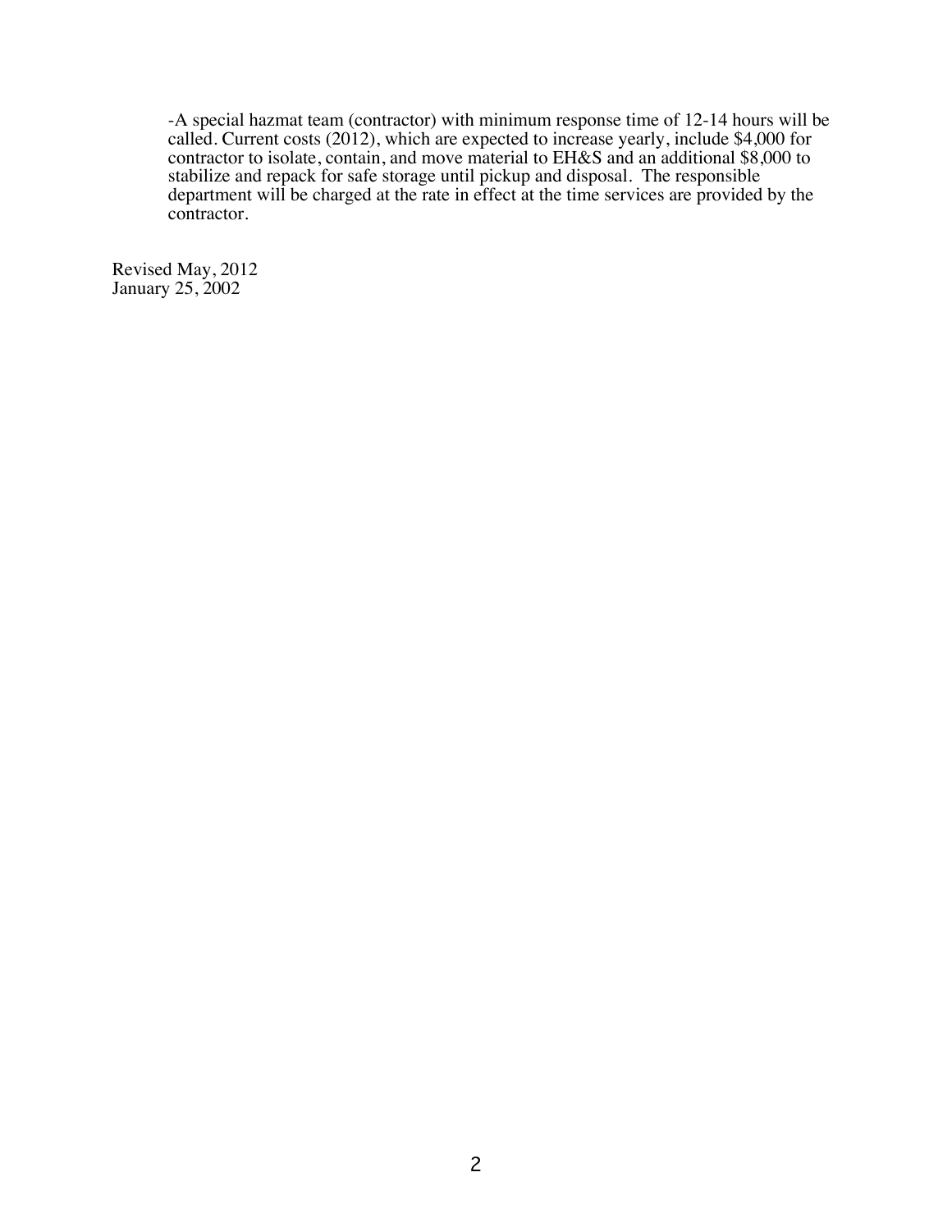-A special hazmat team (contractor) with minimum response time of 12-14 hours will be called. Current costs (2012), which are expected to increase yearly, include $4,000 for contractor to isolate, contain, and move material to EH&S and an additional $8,000 to stabilize and repack for safe storage until pickup and disposal. The responsible department will be charged at the rate in effect at the time services are provided by the contractor.

Revised May, 2012
January 25, 2002